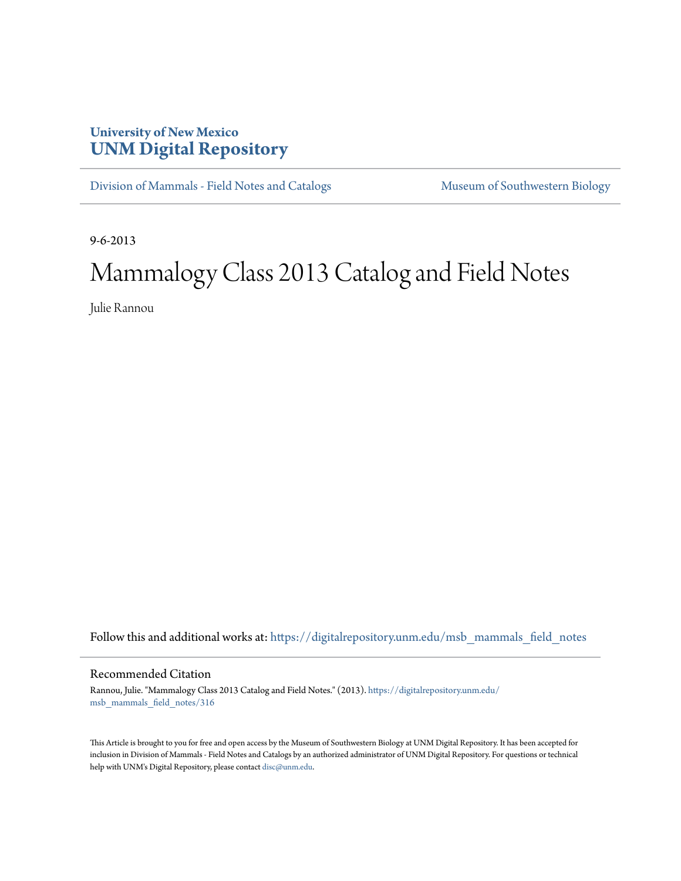University of New Mexico
**UNM Digital Repository**

Division of Mammals - Field Notes and Catalogs | Museum of Southwestern Biology

9-6-2013

# Mammalogy Class 2013 Catalog and Field Notes

Julie Rannou

Follow this and additional works at: https://digitalrepository.unm.edu/msb_mammals_field_notes

## Recommended Citation

Rannou, Julie. "Mammalogy Class 2013 Catalog and Field Notes." (2013). https://digitalrepository.unm.edu/msb_mammals_field_notes/316

This Article is brought to you for free and open access by the Museum of Southwestern Biology at UNM Digital Repository. It has been accepted for inclusion in Division of Mammals - Field Notes and Catalogs by an authorized administrator of UNM Digital Repository. For questions or technical help with UNM's Digital Repository, please contact disc@unm.edu.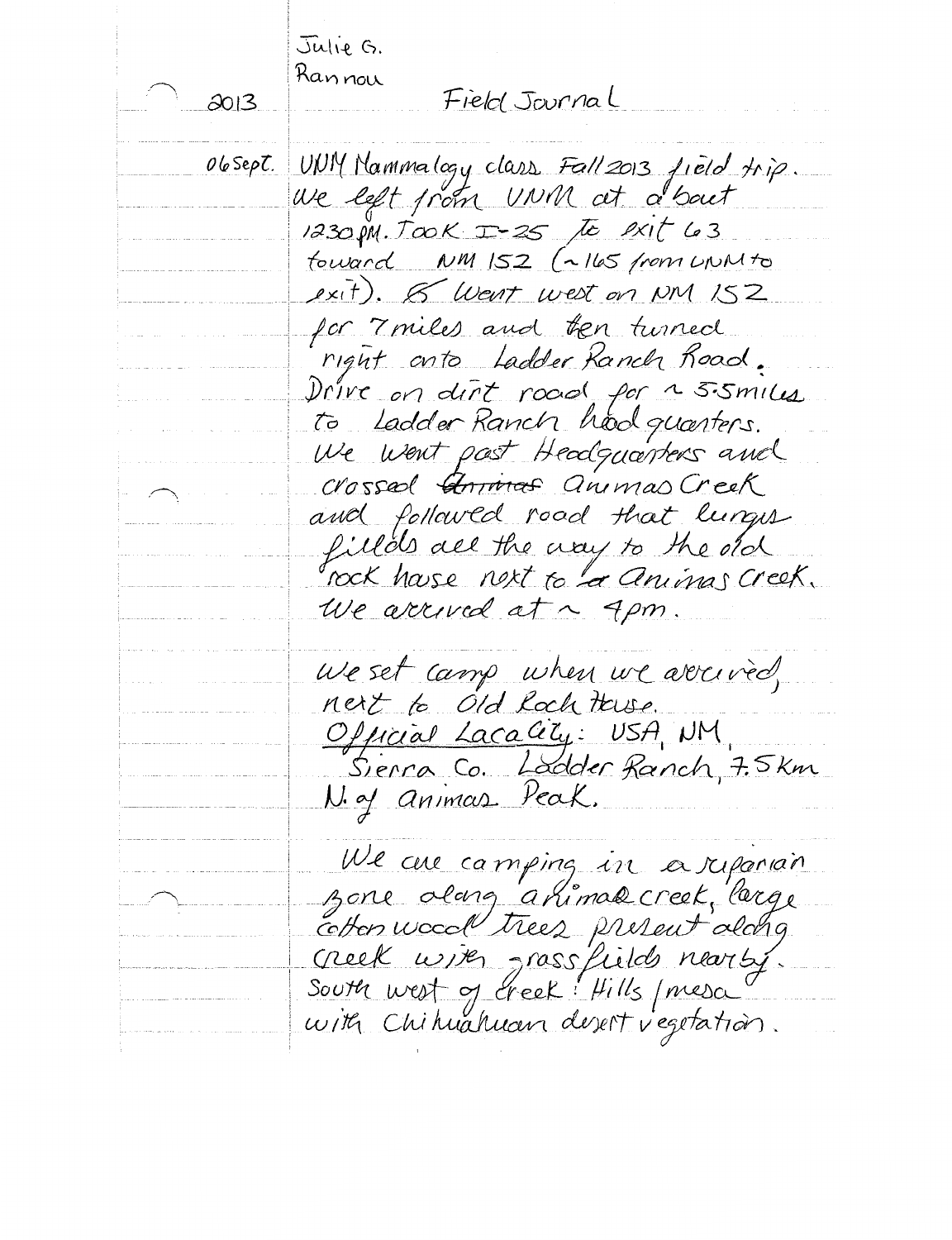Julie G.
Rannou

2013 Field Journal

06 Sept. UNM Mammalogy class Fall 2013 field trip. We left from UNM at about 1230 PM. Took I-25 to exit 63 toward NM 152 (~165 from UNM to exit). ~~S~~ Went west on NM 152 for 7 miles and then turned right onto Ladder Ranch Road. Drive on dirt road for ~ 5.5 miles to Ladder Ranch headquarters. We went past Headquarters and crossed ~~Animas~~ Animas Creek and followed road that lurgus fields all the way to the old rock house next to ~~a~~ Animas Creek. We arrived at ~ 4pm.

We set camp when we arrived, next to Old Rock House.
Official Locality: USA, NM, Sierra Co. Ladder Ranch, 7.5 Km N. of Animas Peak.

We are camping in a riparian zone along animas creek, large cotton wood trees present along creek with grass fields nearby. South west of creek: Hills / mesa with Chihuahuan desert vegetation.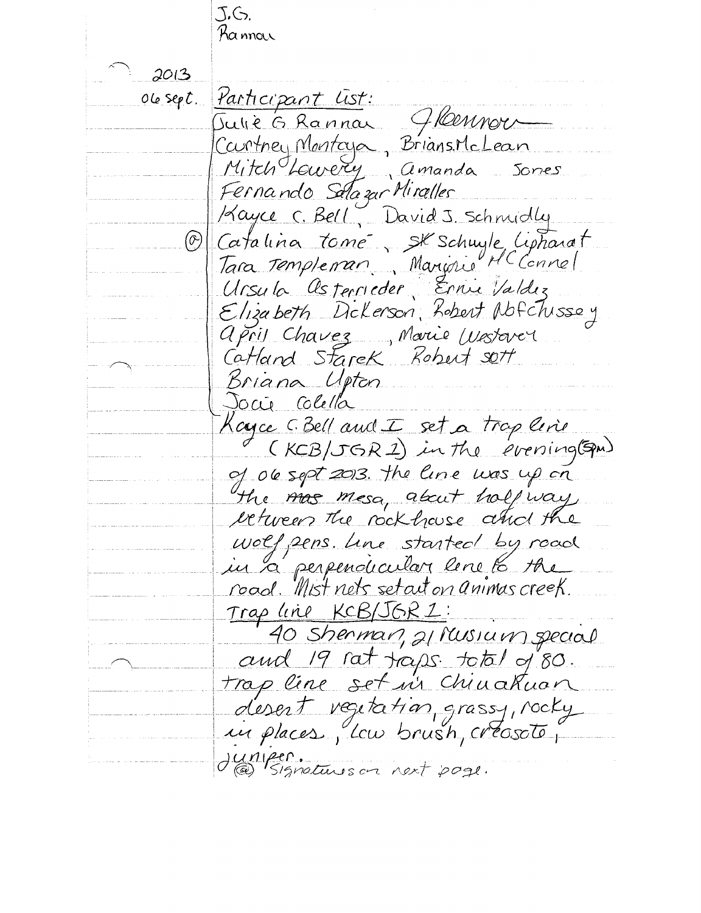J.G.
Rannau

2013
06 sept.

Participant list:

Julie G Rannau *J Rannau*
Curtney Montoya, Brian S. McLean
Mitch Lowery, Amanda Jones
Fernando Salazar Miralles
Kayce C. Bell, David J. Schmidly
Catalina Tomé, SK Schuyle Liphardt
Tara Templeman, Marjorie McConnel
Ursula Osterrieder, Ernie Valdez
Elizabeth Dickerson, Robert Dobfchussey
April Chavez, Marie Westover
Catland Starek, Robert Sott
Briana Upton
Jocie Colella

Kayce C. Bell and I set a trap line (KCB/JGR 1) in the evening (5pm) of 06 sept 2013. the line was up on the ~~mas~~ mesa, about halfway between the rock house and the wolf pens. line started by road in a perpendicular line to the road. Mist nets set out on animas creek.

Trap line KCB/JGR 1:

40 Sherman, 21 museum special and 19 rat traps. total of 80. trap line set in Chiuahuan desert vegetation, grassy, rocky in places, low brush, creosote, juniper.

(a) Signatures on next page.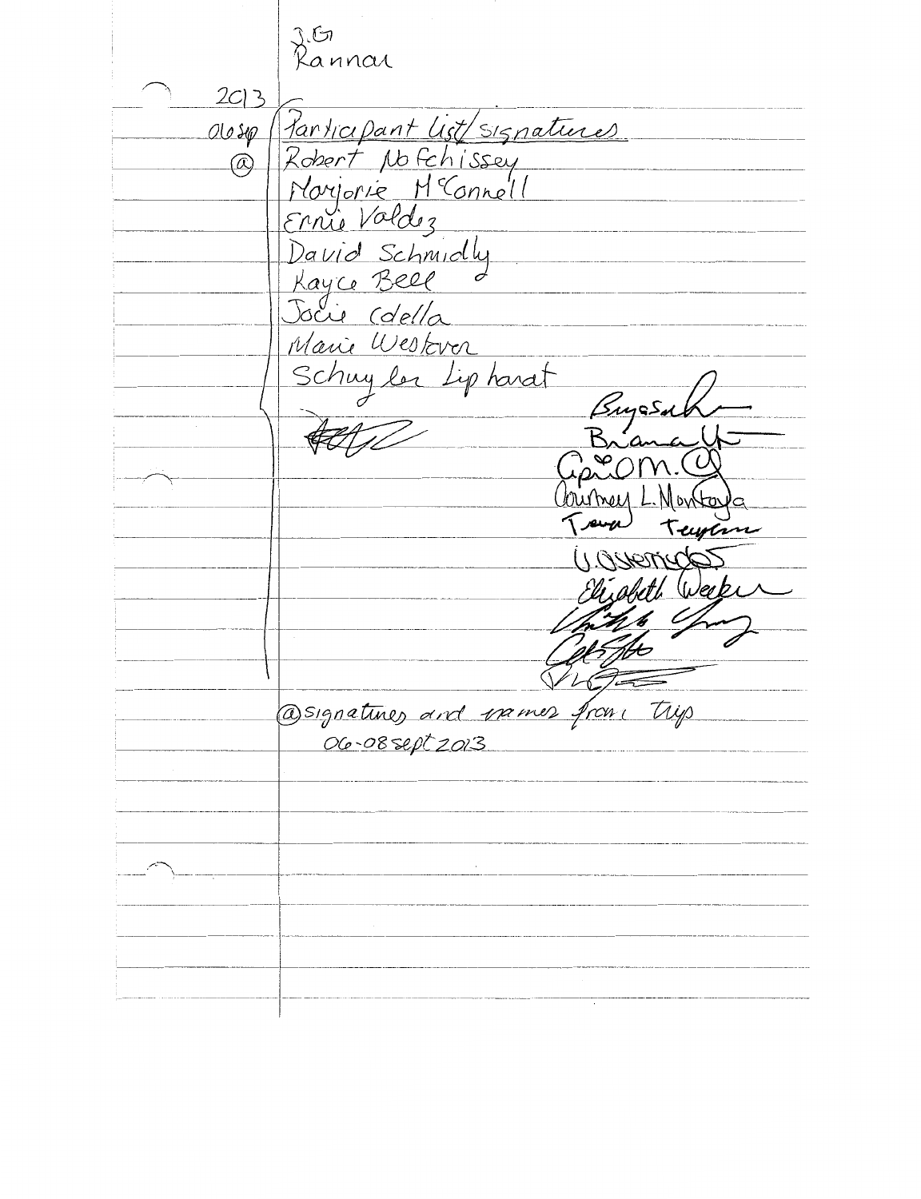J.G
Rannar

2013
06 sep
@

Participant list/signatures

Robert Nofchissey
Marjorie McConnell
Ernie Valdez
David Schmidly
Kayce Bell
Jocie Cdella
Marie Westover
Schuyler Liphardt

Bryosah
Briana
April M.
Courtney L. Montoya
Teresa Taylor
V. Osterudes
Elizabeth Weeks

@signatures and names from Trip
06-08 sept 2013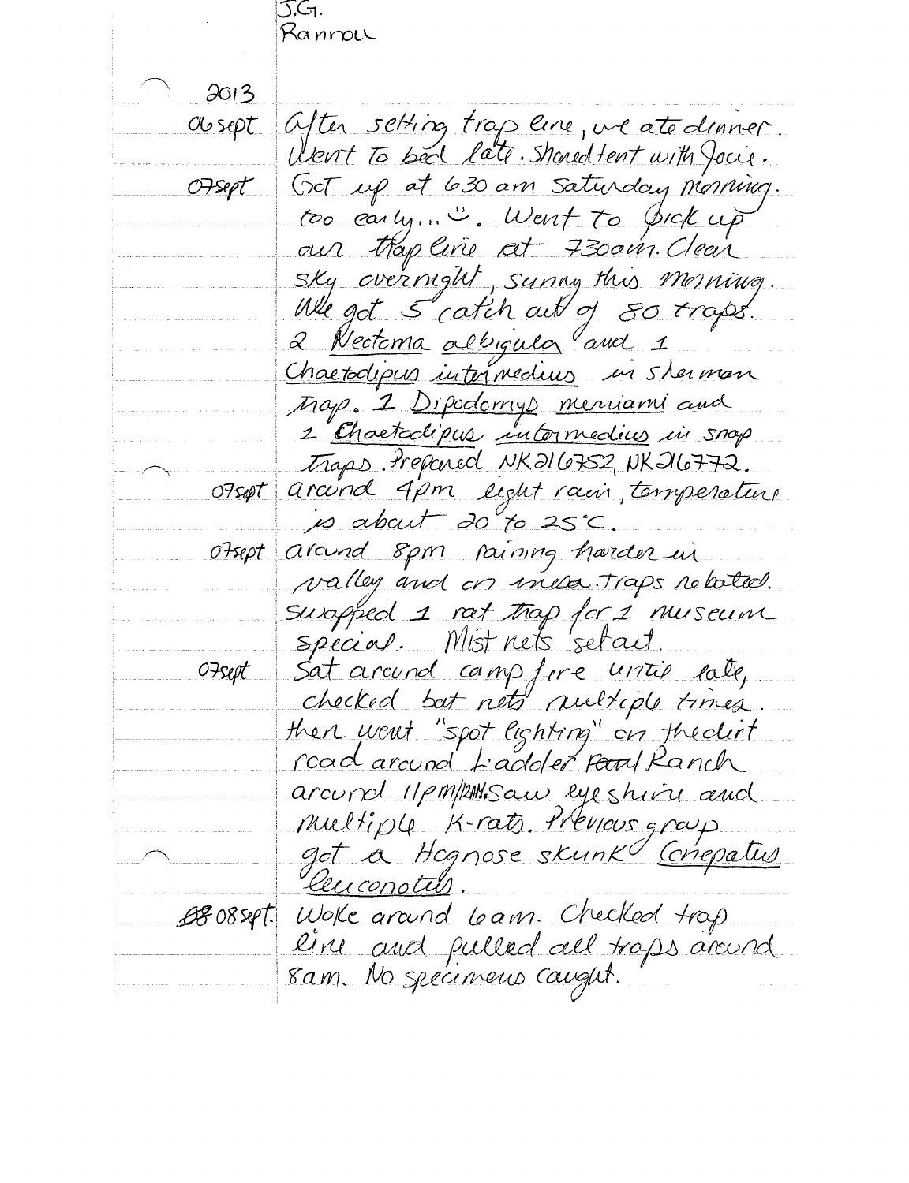J.G.
Rannou

2013

06 sept — After setting trap line, we ate dinner. Went to bed late. Shared tent with Jocie.

07 sept — Got up at 630 am Saturday morning. too early... ☺. Went to pick up our trap line at 730am. Clear sky overnight, sunny this morning. We got 5 catch out of 80 traps. 2 Neotoma albigula and 1 Chaetodipus intermedius in sherman trap. 1 Dipodomys merriami and 1 Chaetodipus intermedius in snap traps. Prepared NK216752, NK216772.

07 sept — around 4pm light rain, temperature is about 20 to 25°C.

07 sept — around 8pm raining harder in valley and on mesa. Traps rebaited. swapped 1 rat trap for 1 museum special. Mist nets set out.

07 sept — Sat around camp fire until late, checked bat nets multiple times. then went "spot lighting" on the dirt road around Ladder Ranch around 11pm/12AM. Saw eyeshine and multiple K-rats. Previous group got a Hognose skunk Conepatus leuconotus.

~~08~~ 08 sept. — Woke around 6am. Checked trap line and pulled all traps around 8am. No specimens caught.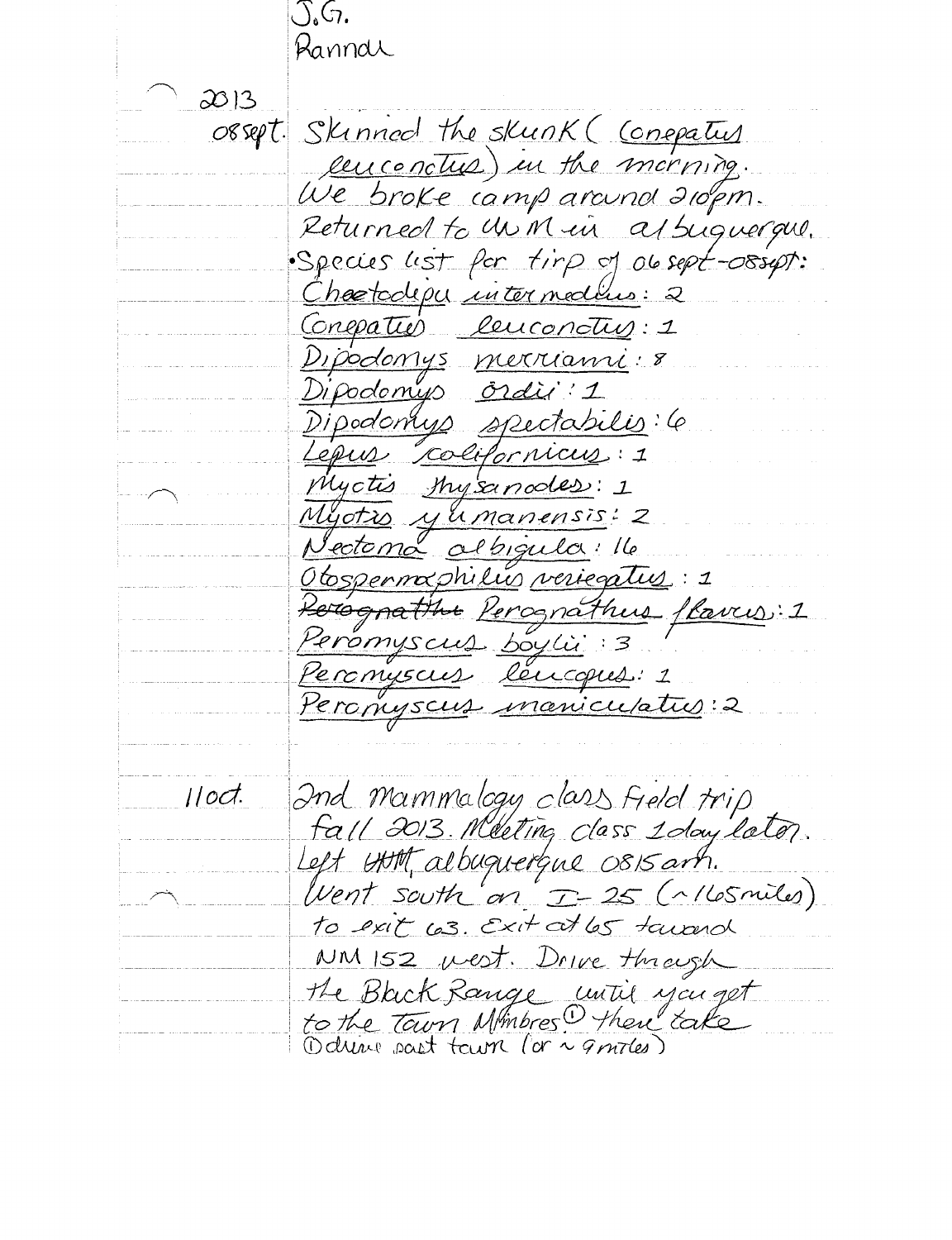J.G.
Rannow

2013

08sept. Skinned the skunk (*Conepatus leuconotus*) in the morning. We broke camp around 210pm. Returned to UNM in albuquerque.

•Species list for tirp of 06sept-08sept:

*Chaetodipu intermedius*: 2
*Conepatus leuconotus*: 1
*Dipodomys merriami*: 8
*Dipodomys ordii*: 1
*Dipodomys spectabilis*: 6
*Lepus californicus*: 1
*Myotis thysanodes*: 1
*Myotis yumanensis*: 2
*Neotoma albigula*: 16
*Otospermophilus veriegatus*: 1
~~Perognathus~~ *Perognathus flavus*: 1
*Peromyscus boylii*: 3
*Peromyscus leucopus*: 1
*Peromyscus maniculatus*: 2

11oct. 2nd mammalogy class field trip fall 2013. Meeting class 1day later. Left UNM, albuquerque 0815am. Went south on I-25 (~165miles) to exit 63. Exit at 65 toward NM 152 west. Drive through the Black Range until you get to the Town Mimbres[1] then take

[1] drive past town (or ~9miles)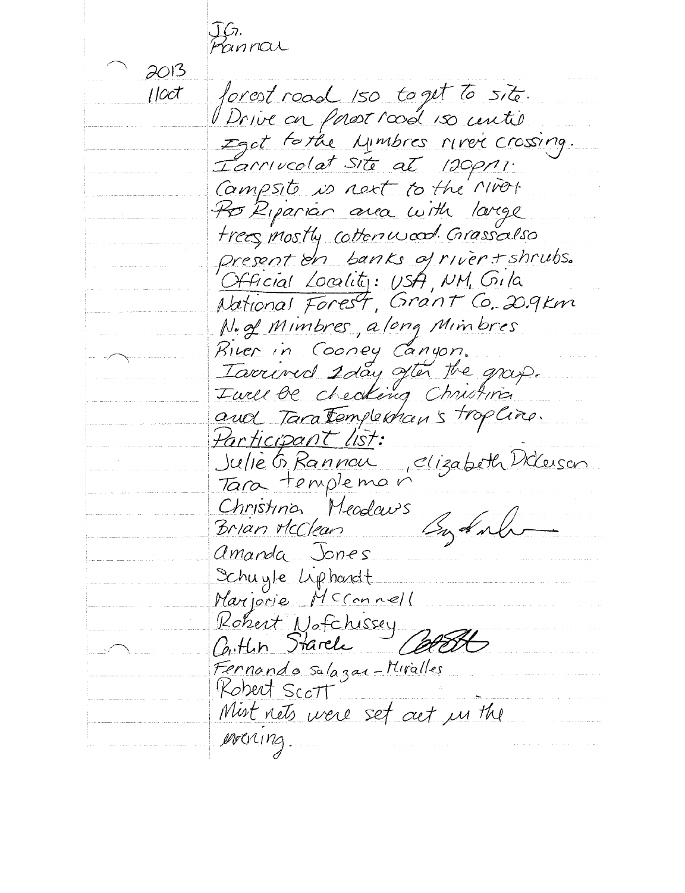J.G. Rannou

2013

11 oct

forest road 150 to get to site.
Drive on forest road 150 until
I got to the Mimbres river crossing.
I arrived at site at 120pm.
Campsite is next to the river.
~~Ro~~ Riparian area with large
trees, mostly cottonwood. Grass also
present on banks of river + shrubs.

Official Locality: USA, NM, Gila
National Forest, Grant Co. 20.9 km
N. of Mimbres, along Mimbres
River in Cooney Canyon.

I arrived 1 day after the group.
I will be checking Christina
and Tara Templeman's trapline.

Participant list:

Julie G. Rannou, elizabeth Dickerson
Tara templeman
Christina Meadows
Brian McClean
amanda Jones
Schuyle Liphardt
Marjorie McConnell
Robert Nofchissey
Caitlin Starck
Fernando Salazar-Miralles
Robert Scott

Mist nets were set out in the
evening.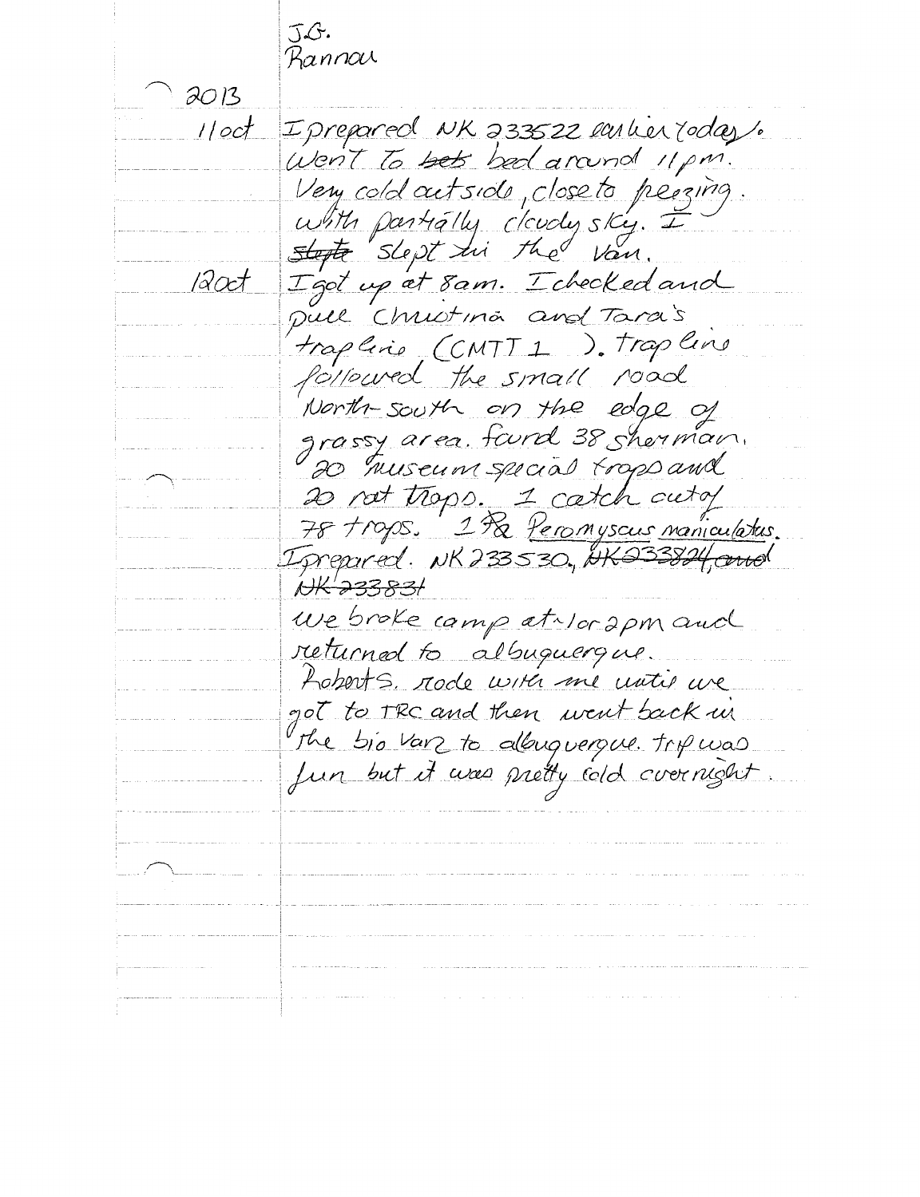J.G.
Rannau

2013

11 oct — I prepared NK 233522 earlier today. Went to ~~bets~~ bed around 11 pm. Very cold outside, close to freezing. with partially cloudy sky. I ~~slept~~ slept in the van.

12 oct — I got up at 8 am. I checked and pull Christina and Tara's trapline (CMTT 1). trapline followed the small road North-south on the edge of grassy area. found 38 sherman. 20 museum special traps and 20 rat traps. 1 catch out of 78 traps. 1 ♀ *Peromyscus maniculatus*. I prepared. NK 233530, ~~NK 233824, and~~ ~~NK 233831~~

We broke camp at ~1 or 2 pm and returned to albuquerque. Robert S. rode with me until we got to TRC and then went back in the bio van to albuquerque. trip was fun but it was pretty cold overnight.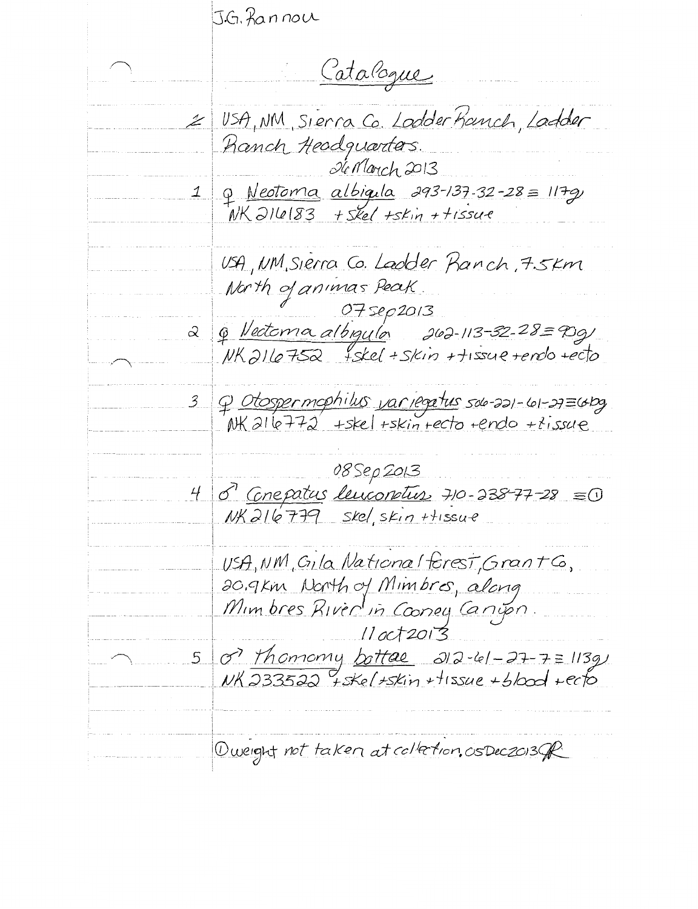J.G. Rannou

## Catalogue

USA, NM, Sierra Co. Ladder Ranch, Ladder Ranch Headquarters.

26 March 2013

1 ♀ *Neotoma albigula* 293-137-32-28 ≡ 117g
NK 216183 +skel +skin +tissue

USA, NM, Sierra Co. Ladder Ranch, 7.5 km North of animas Peak.

07 sep 2013

2 ♀ *Neotoma albigula* 262-113-32-28 ≡ 90g
NK 216752 +skel +skin +tissue +endo +ecto

3 ♀ *Otospermophilus variegatus* 506-221-61-27 ≡ 646g
NK 216772 +skel +skin +ecto +endo +tissue

08 Sep 2013

4 ♂ *Conepatus leuconotus* 710-238-77-28 ≡ (1)
NK 216779 skel, skin +tissue

USA, NM, Gila National Forest, Grant Co., 20.9 km North of Mimbres, along Mimbres River in Cooney Canyon.

11 oct 2013

5 ♂ *Thomomy bottae* 212-61-27-7 ≡ 113g
NK 233522 +skel +skin +tissue +blood +ecto

(1) weight not taken at collection. 05 Dec 2013 JR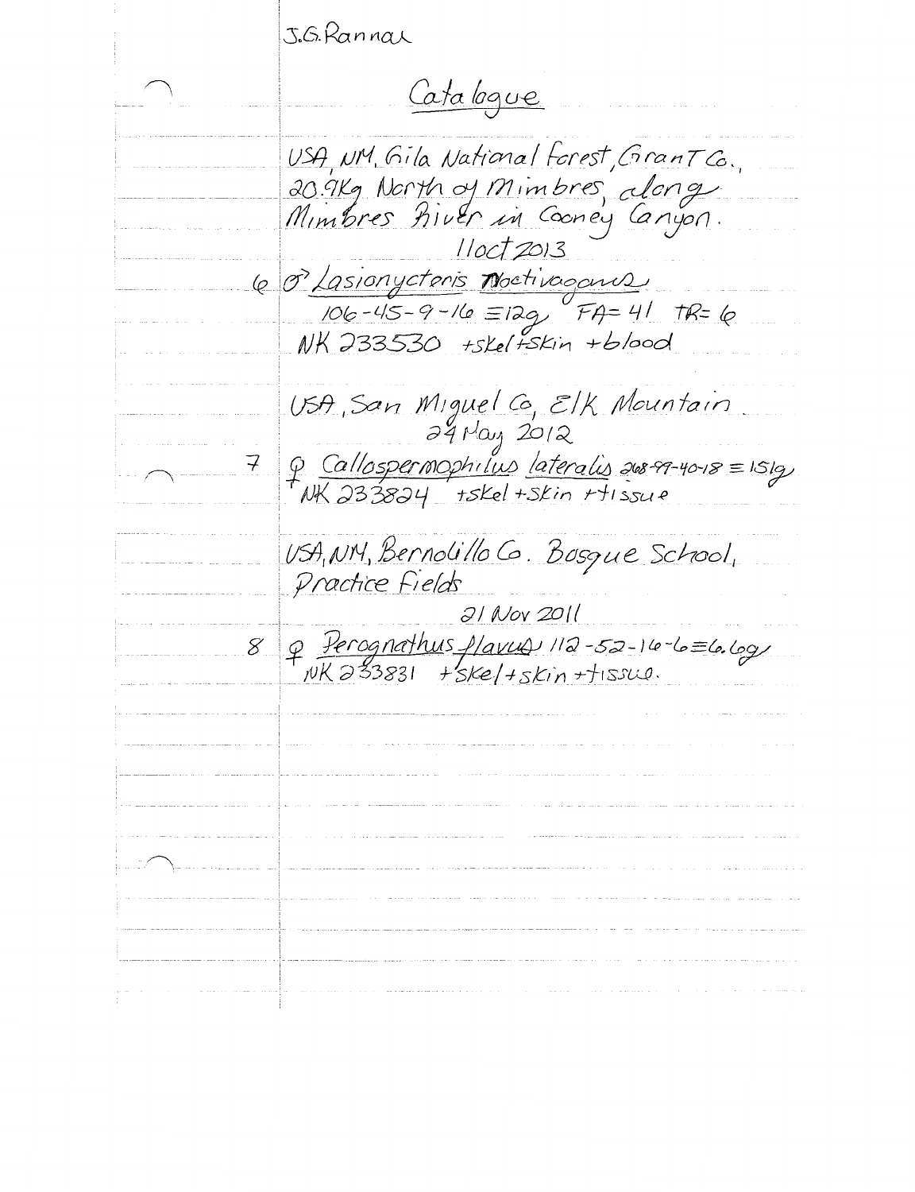J.G.Rannar

## Catalogue

USA, NM, Gila National Forest, Grant Co., 20.9Kg North of Mimbres, along Mimbres River in Cooney Canyon.

11 Oct 2013

6 ♂ *Lasionycteris noctivagans*
106-45-9-16 ≡ 12g, FA= 41 TR= 6
NK 233530 +skel+skin +blood

USA, San Miguel Co, Elk Mountain.

24 May 2012

7 ♀ *Callospermophilus lateralis* 268-97-40-18 ≡ 151g,
NK 233824 +skel +skin +tissue

USA, NM, Bernolillo Co. Bosque School, Practice Fields

21 Nov 2011

8 ♀ *Perognathus flavus* 112-52-16-6 ≡ 6.6g,
NK 233831 +skel+skin +tissue.